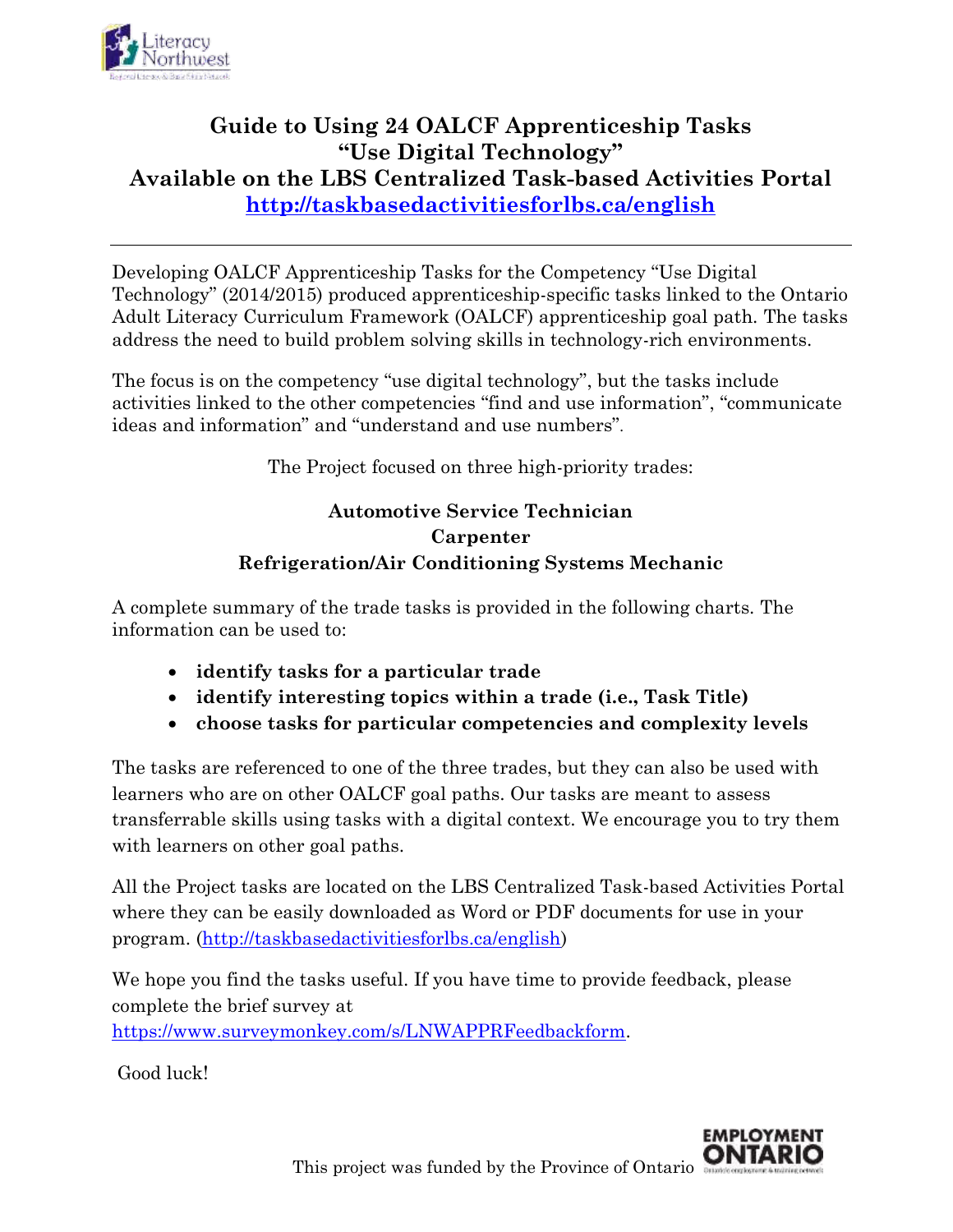# Guide to Using 24 OALCF Apprenticeship Tasks "Use Digital Technology" Available on the LBS Centralized Task-based Activities Portal

**http://taskbasedactivitiesforlbs.ca/english**

---

Developing OALCF Apprenticeship Tasks for the Competency "Use Digital Technology" (2014/2015) produced apprenticeship-specific tasks linked to the Ontario Adult Literacy Curriculum Framework (OALCF) apprenticeship goal path. The tasks address the need to build problem solving skills in technology-rich environments.

The focus is on the competency "use digital technology", but the tasks include activities linked to the other competencies "find and use information", "communicate ideas and information" and "understand and use numbers".

The Project focused on three high-priority trades:

**Automotive Service Technician**
**Carpenter**
**Refrigeration/Air Conditioning Systems Mechanic**

A complete summary of the trade tasks is provided in the following charts. The information can be used to:

- **identify tasks for a particular trade**
- **identify interesting topics within a trade (i.e., Task Title)**
- **choose tasks for particular competencies and complexity levels**

The tasks are referenced to one of the three trades, but they can also be used with learners who are on other OALCF goal paths. Our tasks are meant to assess transferrable skills using tasks with a digital context. We encourage you to try them with learners on other goal paths.

All the Project tasks are located on the LBS Centralized Task-based Activities Portal where they can be easily downloaded as Word or PDF documents for use in your program. (http://taskbasedactivitiesforlbs.ca/english)

We hope you find the tasks useful. If you have time to provide feedback, please complete the brief survey at https://www.surveymonkey.com/s/LNWAPPRFeedbackform.

Good luck!

This project was funded by the Province of Ontario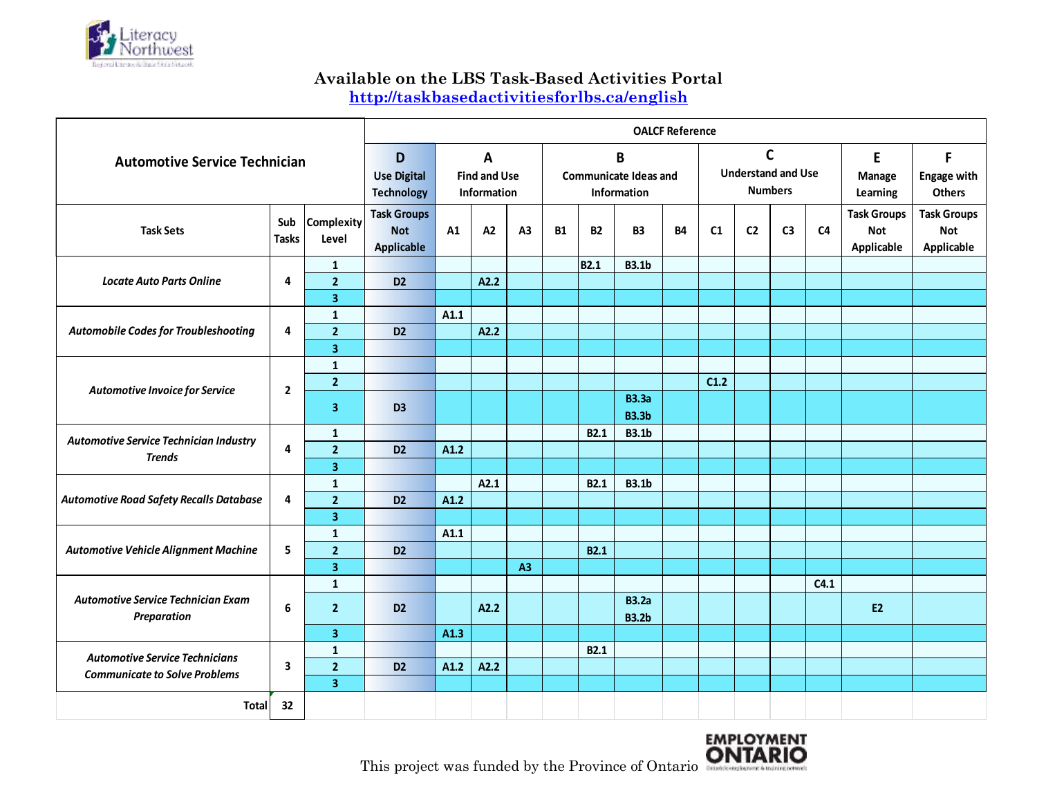**Available on the LBS Task-Based Activities Portal**
**http://taskbasedactivitiesforlbs.ca/english**

| Automotive Service Technician | | | OALCF Reference | | | | | | | | | | | | | |
|---|---|---|---|---|---|---|---|---|---|---|---|---|---|---|---|---|
| | | | D Use Digital Technology | A Find and Use Information | | | B Communicate Ideas and Information | | | | C Understand and Use Numbers | | | | E Manage Learning | F Engage with Others |
| Task Sets | Sub Tasks | Complexity Level | Task Groups Not Applicable | A1 | A2 | A3 | B1 | B2 | B3 | B4 | C1 | C2 | C3 | C4 | Task Groups Not Applicable | Task Groups Not Applicable |
| *Locate Auto Parts Online* | 4 | 1 | | | | | | B2.1 | B3.1b | | | | | | | |
| | | 2 | D2 | | A2.2 | | | | | | | | | | | |
| | | 3 | | | | | | | | | | | | | | |
| *Automobile Codes for Troubleshooting* | 4 | 1 | | A1.1 | | | | | | | | | | | | |
| | | 2 | D2 | | A2.2 | | | | | | | | | | | |
| | | 3 | | | | | | | | | | | | | | |
| *Automotive Invoice for Service* | 2 | 1 | | | | | | | | | | | | | | |
| | | 2 | | | | | | | | | C1.2 | | | | | |
| | | 3 | D3 | | | | | | B3.3a B3.3b | | | | | | | |
| *Automotive Service Technician Industry Trends* | 4 | 1 | | | | | | B2.1 | B3.1b | | | | | | | |
| | | 2 | D2 | A1.2 | | | | | | | | | | | | |
| | | 3 | | | | | | | | | | | | | | |
| *Automotive Road Safety Recalls Database* | 4 | 1 | | | A2.1 | | | B2.1 | B3.1b | | | | | | | |
| | | 2 | D2 | A1.2 | | | | | | | | | | | | |
| | | 3 | | | | | | | | | | | | | | |
| *Automotive Vehicle Alignment Machine* | 5 | 1 | | A1.1 | | | | | | | | | | | | |
| | | 2 | D2 | | | | | B2.1 | | | | | | | | |
| | | 3 | | | | A3 | | | | | | | | | | |
| *Automotive Service Technician Exam Preparation* | 6 | 1 | | | | | | | | | | | | C4.1 | | |
| | | 2 | D2 | | A2.2 | | | | B3.2a B3.2b | | | | | | E2 | |
| | | 3 | | A1.3 | | | | | | | | | | | | |
| *Automotive Service Technicians Communicate to Solve Problems* | 3 | 1 | | | | | | B2.1 | | | | | | | | |
| | | 2 | D2 | A1.2 | A2.2 | | | | | | | | | | | |
| | | 3 | | | | | | | | | | | | | | |
| Total | 32 | | | | | | | | | | | | | | | |

This project was funded by the Province of Ontario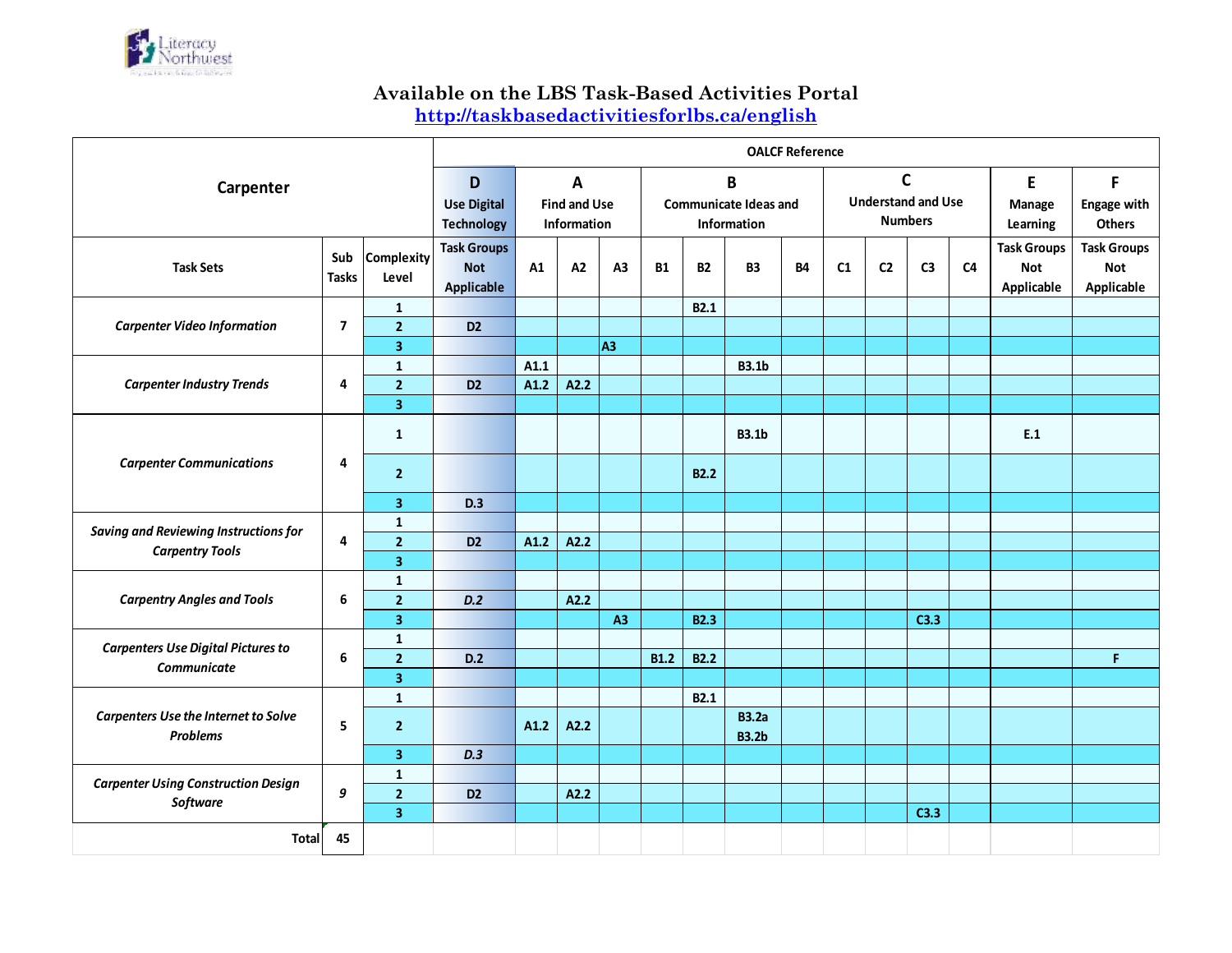## Available on the LBS Task-Based Activities Portal

http://taskbasedactivitiesforlbs.ca/english

| Carpenter | | | OALCF Reference | | | | | | | | | | | | | |
|---|---|---|---|---|---|---|---|---|---|---|---|---|---|---|---|---|
| | | | **D** Use Digital Technology | **A** Find and Use Information | | | **B** Communicate Ideas and Information | | | | **C** Understand and Use Numbers | | | | **E** Manage Learning | **F** Engage with Others |
| **Task Sets** | **Sub Tasks** | **Complexity Level** | Task Groups Not Applicable | A1 | A2 | A3 | B1 | B2 | B3 | B4 | C1 | C2 | C3 | C4 | Task Groups Not Applicable | Task Groups Not Applicable |
| *Carpenter Video Information* | 7 | 1 | | | | | | B2.1 | | | | | | | | |
| | | 2 | D2 | | | | | | | | | | | | | |
| | | 3 | | | | A3 | | | | | | | | | | |
| *Carpenter Industry Trends* | 4 | 1 | | A1.1 | | | | | B3.1b | | | | | | | |
| | | 2 | D2 | A1.2 | A2.2 | | | | | | | | | | | |
| | | 3 | | | | | | | | | | | | | | |
| *Carpenter Communications* | 4 | 1 | | | | | | | B3.1b | | | | | | E.1 | |
| | | 2 | | | | | | B2.2 | | | | | | | | |
| | | 3 | D.3 | | | | | | | | | | | | | |
| *Saving and Reviewing Instructions for Carpentry Tools* | 4 | 1 | | | | | | | | | | | | | | |
| | | 2 | D2 | A1.2 | A2.2 | | | | | | | | | | | |
| | | 3 | | | | | | | | | | | | | | |
| *Carpentry Angles and Tools* | 6 | 1 | | | | | | | | | | | | | | |
| | | 2 | *D.2* | | A2.2 | | | | | | | | | | | |
| | | 3 | | | | A3 | | B2.3 | | | | | C3.3 | | | |
| *Carpenters Use Digital Pictures to Communicate* | 6 | 1 | | | | | | | | | | | | | | |
| | | 2 | D.2 | | | | B1.2 | B2.2 | | | | | | | | F |
| | | 3 | | | | | | | | | | | | | | |
| *Carpenters Use the Internet to Solve Problems* | 5 | 1 | | | | | | B2.1 | | | | | | | | |
| | | 2 | | A1.2 | A2.2 | | | | B3.2a B3.2b | | | | | | | |
| | | 3 | *D.3* | | | | | | | | | | | | | |
| *Carpenter Using Construction Design Software* | *9* | 1 | | | | | | | | | | | | | | |
| | | 2 | D2 | | A2.2 | | | | | | | | | | | |
| | | 3 | | | | | | | | | | | C3.3 | | | |
| **Total** | **45** | | | | | | | | | | | | | | | |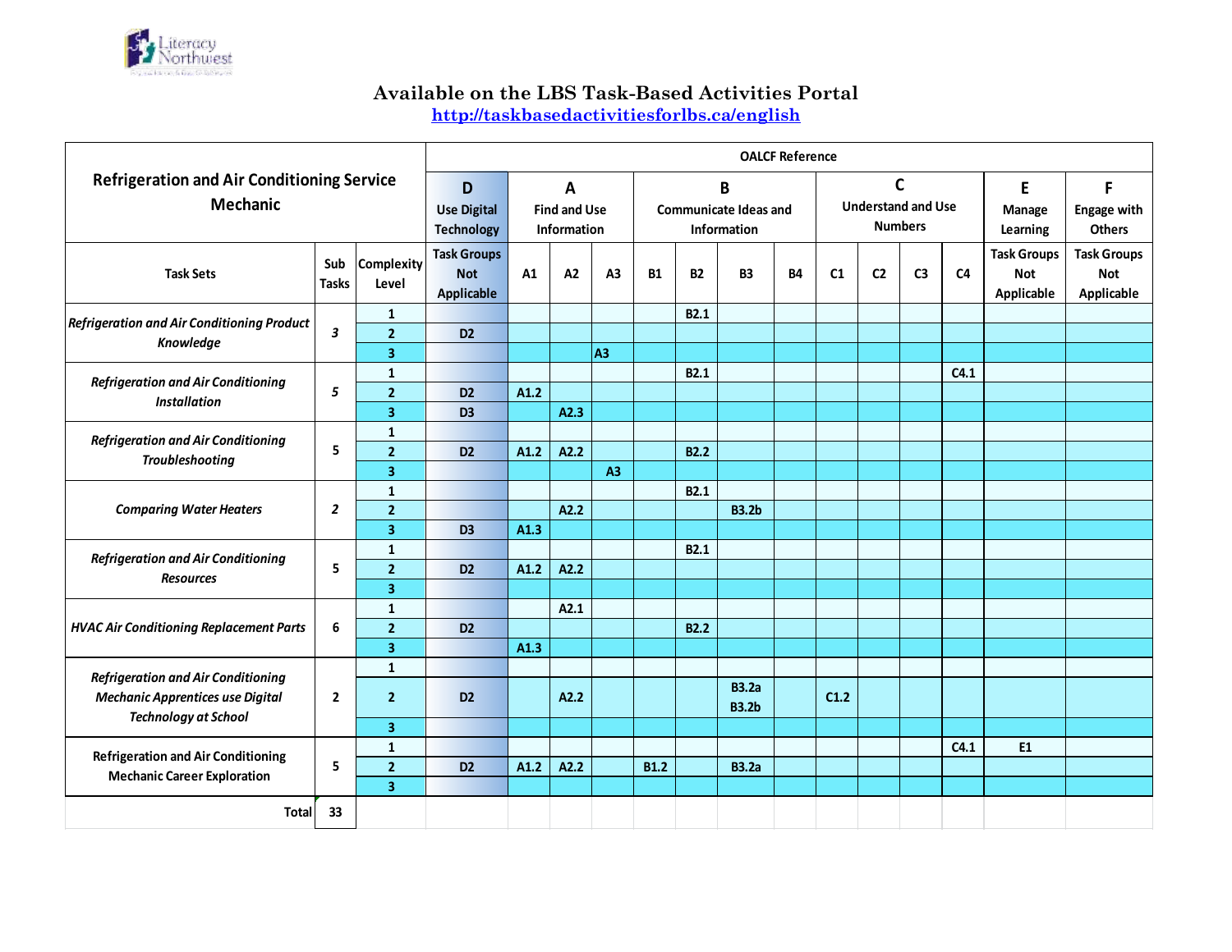## Available on the LBS Task-Based Activities Portal

**http://taskbasedactivitiesforlbs.ca/english**

| Refrigeration and Air Conditioning Service Mechanic | | | OALCF Reference | | | | | | | | | | | | | | |
|---|---|---|---|---|---|---|---|---|---|---|---|---|---|---|---|---|---|
| | | | D Use Digital Technology | A Find and Use Information | | | B Communicate Ideas and Information | | | | C Understand and Use Numbers | | | | E Manage Learning | F Engage with Others |
| Task Sets | Sub Tasks | Complexity Level | Task Groups Not Applicable | A1 | A2 | A3 | B1 | B2 | B3 | B4 | C1 | C2 | C3 | C4 | Task Groups Not Applicable | Task Groups Not Applicable |
| *Refrigeration and Air Conditioning Product Knowledge* | 3 | 1 | | | | | | B2.1 | | | | | | | | |
| | | 2 | D2 | | | | | | | | | | | | | |
| | | 3 | | | | A3 | | | | | | | | | | |
| *Refrigeration and Air Conditioning Installation* | 5 | 1 | | | | | | B2.1 | | | | | | C4.1 | | |
| | | 2 | D2 | A1.2 | | | | | | | | | | | | |
| | | 3 | D3 | | A2.3 | | | | | | | | | | | |
| *Refrigeration and Air Conditioning Troubleshooting* | 5 | 1 | | | | | | | | | | | | | | |
| | | 2 | D2 | A1.2 | A2.2 | | | B2.2 | | | | | | | | |
| | | 3 | | | | A3 | | | | | | | | | | |
| *Comparing Water Heaters* | 2 | 1 | | | | | | B2.1 | | | | | | | | |
| | | 2 | | | A2.2 | | | | B3.2b | | | | | | | |
| | | 3 | D3 | A1.3 | | | | | | | | | | | | |
| *Refrigeration and Air Conditioning Resources* | 5 | 1 | | | | | | B2.1 | | | | | | | | |
| | | 2 | D2 | A1.2 | A2.2 | | | | | | | | | | | |
| | | 3 | | | | | | | | | | | | | | |
| *HVAC Air Conditioning Replacement Parts* | 6 | 1 | | | A2.1 | | | | | | | | | | | |
| | | 2 | D2 | | | | | B2.2 | | | | | | | | |
| | | 3 | | A1.3 | | | | | | | | | | | | |
| *Refrigeration and Air Conditioning Mechanic Apprentices use Digital Technology at School* | 2 | 1 | | | | | | | | | | | | | | |
| | | 2 | D2 | | A2.2 | | | | B3.2a B3.2b | | C1.2 | | | | | |
| | | 3 | | | | | | | | | | | | | | |
| Refrigeration and Air Conditioning Mechanic Career Exploration | 5 | 1 | | | | | | | | | | | | C4.1 | E1 | |
| | | 2 | D2 | A1.2 | A2.2 | | B1.2 | | B3.2a | | | | | | | |
| | | 3 | | | | | | | | | | | | | | |
| Total | 33 | | | | | | | | | | | | | | | |